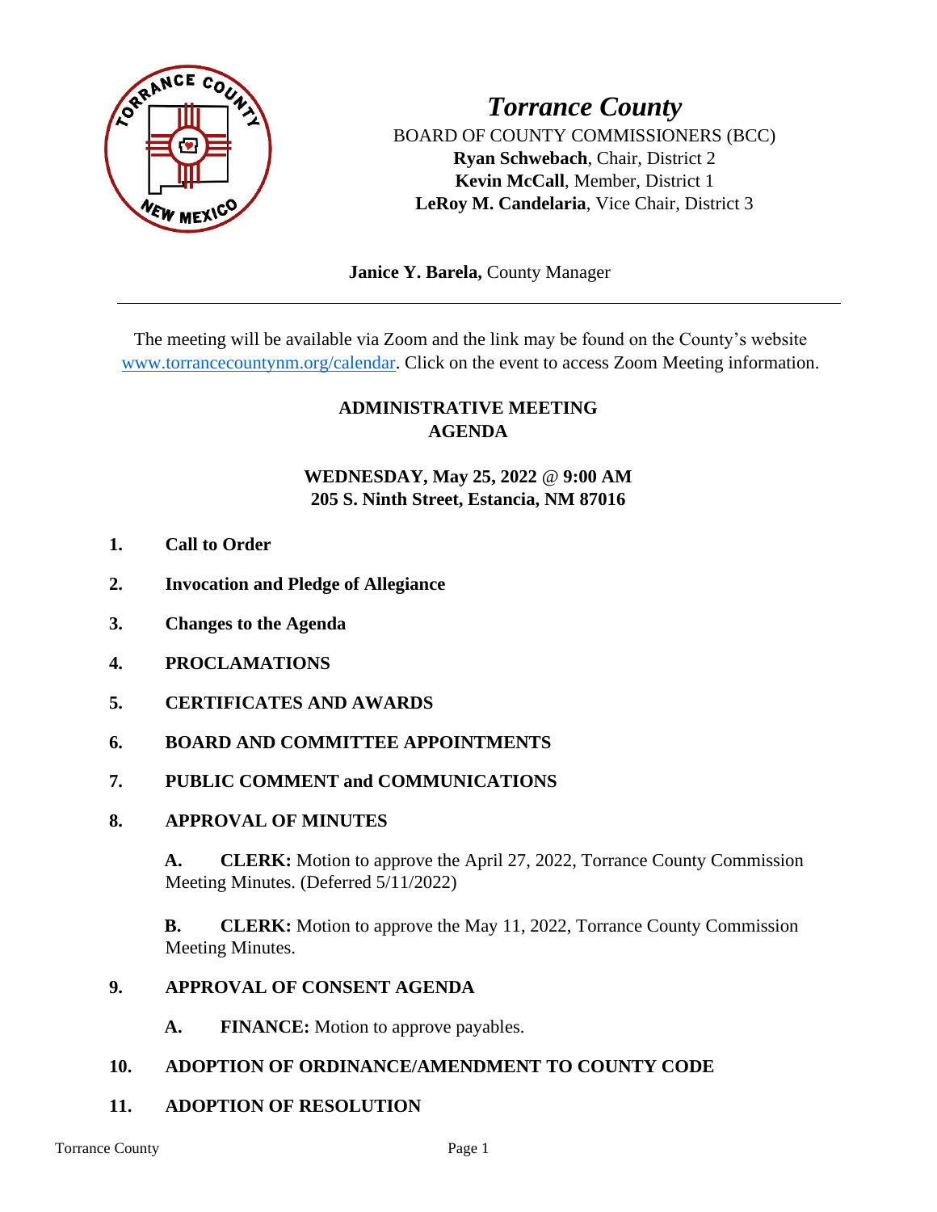# *Torrance County*

BOARD OF COUNTY COMMISSIONERS (BCC)
**Ryan Schwebach**, Chair, District 2
**Kevin McCall**, Member, District 1
**LeRoy M. Candelaria**, Vice Chair, District 3

**Janice Y. Barela,** County Manager

---

The meeting will be available via Zoom and the link may be found on the County's website www.torrancecountynm.org/calendar. Click on the event to access Zoom Meeting information.

## ADMINISTRATIVE MEETING AGENDA

**WEDNESDAY, May 25, 2022 @ 9:00 AM**
**205 S. Ninth Street, Estancia, NM 87016**

1. **Call to Order**
2. **Invocation and Pledge of Allegiance**
3. **Changes to the Agenda**
4. **PROCLAMATIONS**
5. **CERTIFICATES AND AWARDS**
6. **BOARD AND COMMITTEE APPOINTMENTS**
7. **PUBLIC COMMENT and COMMUNICATIONS**
8. **APPROVAL OF MINUTES**

   **A. CLERK:** Motion to approve the April 27, 2022, Torrance County Commission Meeting Minutes. (Deferred 5/11/2022)

   **B. CLERK:** Motion to approve the May 11, 2022, Torrance County Commission Meeting Minutes.

9. **APPROVAL OF CONSENT AGENDA**

   **A. FINANCE:** Motion to approve payables.

10. **ADOPTION OF ORDINANCE/AMENDMENT TO COUNTY CODE**
11. **ADOPTION OF RESOLUTION**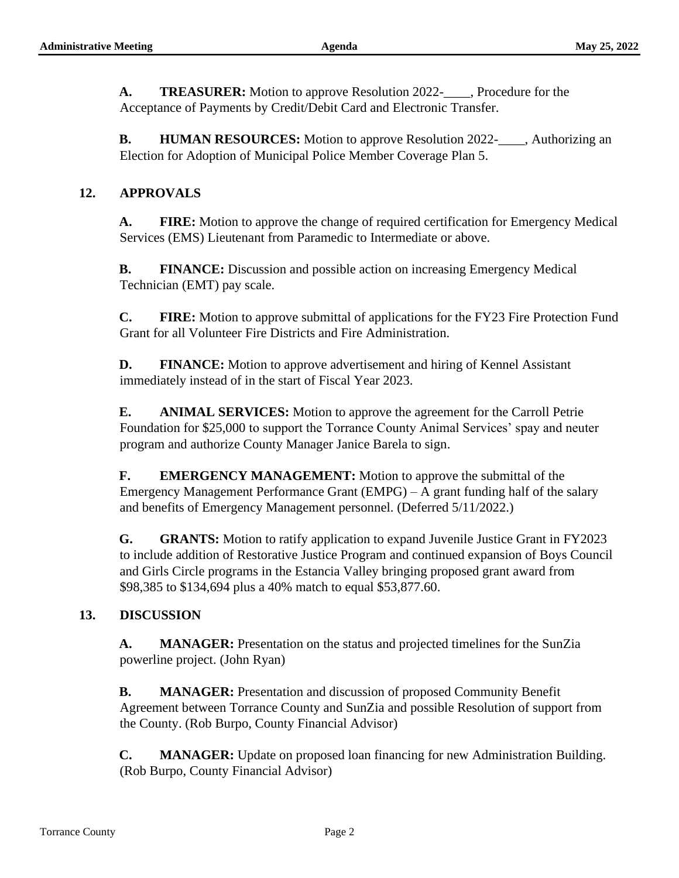**A.** **TREASURER:** Motion to approve Resolution 2022-____, Procedure for the Acceptance of Payments by Credit/Debit Card and Electronic Transfer.

**B.** **HUMAN RESOURCES:** Motion to approve Resolution 2022-____, Authorizing an Election for Adoption of Municipal Police Member Coverage Plan 5.

## 12. APPROVALS

**A.** **FIRE:** Motion to approve the change of required certification for Emergency Medical Services (EMS) Lieutenant from Paramedic to Intermediate or above.

**B.** **FINANCE:** Discussion and possible action on increasing Emergency Medical Technician (EMT) pay scale.

**C.** **FIRE:** Motion to approve submittal of applications for the FY23 Fire Protection Fund Grant for all Volunteer Fire Districts and Fire Administration.

**D.** **FINANCE:** Motion to approve advertisement and hiring of Kennel Assistant immediately instead of in the start of Fiscal Year 2023.

**E.** **ANIMAL SERVICES:** Motion to approve the agreement for the Carroll Petrie Foundation for $25,000 to support the Torrance County Animal Services' spay and neuter program and authorize County Manager Janice Barela to sign.

**F.** **EMERGENCY MANAGEMENT:** Motion to approve the submittal of the Emergency Management Performance Grant (EMPG) – A grant funding half of the salary and benefits of Emergency Management personnel. (Deferred 5/11/2022.)

**G.** **GRANTS:** Motion to ratify application to expand Juvenile Justice Grant in FY2023 to include addition of Restorative Justice Program and continued expansion of Boys Council and Girls Circle programs in the Estancia Valley bringing proposed grant award from $98,385 to $134,694 plus a 40% match to equal $53,877.60.

## 13. DISCUSSION

**A.** **MANAGER:** Presentation on the status and projected timelines for the SunZia powerline project. (John Ryan)

**B.** **MANAGER:** Presentation and discussion of proposed Community Benefit Agreement between Torrance County and SunZia and possible Resolution of support from the County. (Rob Burpo, County Financial Advisor)

**C.** **MANAGER:** Update on proposed loan financing for new Administration Building. (Rob Burpo, County Financial Advisor)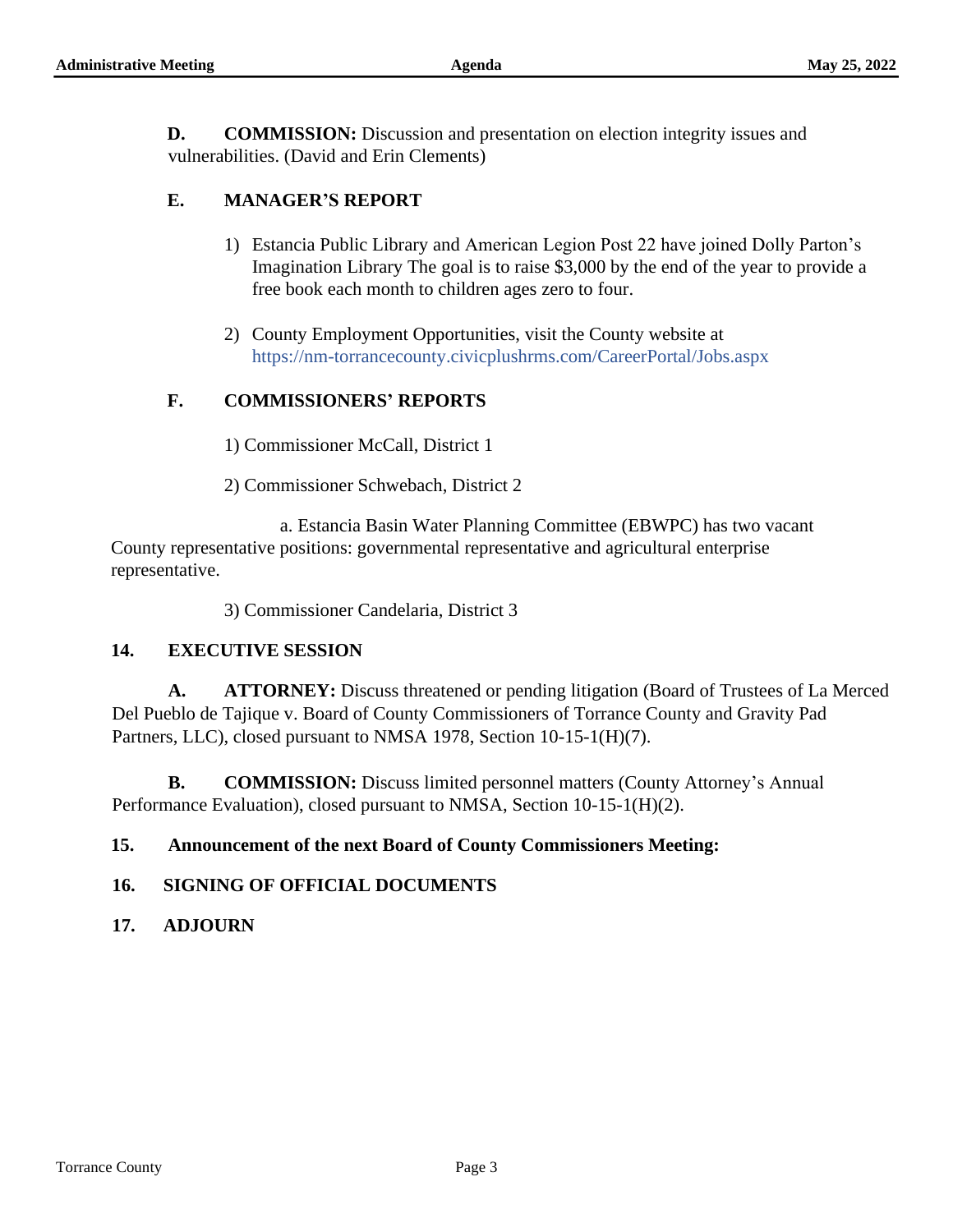**D. COMMISSION:** Discussion and presentation on election integrity issues and vulnerabilities. (David and Erin Clements)

**E. MANAGER'S REPORT**

1) Estancia Public Library and American Legion Post 22 have joined Dolly Parton's Imagination Library The goal is to raise $3,000 by the end of the year to provide a free book each month to children ages zero to four.

2) County Employment Opportunities, visit the County website at https://nm-torrancecounty.civicplushrms.com/CareerPortal/Jobs.aspx

**F. COMMISSIONERS' REPORTS**

1) Commissioner McCall, District 1

2) Commissioner Schwebach, District 2

a. Estancia Basin Water Planning Committee (EBWPC) has two vacant County representative positions: governmental representative and agricultural enterprise representative.

3) Commissioner Candelaria, District 3

**14. EXECUTIVE SESSION**

**A. ATTORNEY:** Discuss threatened or pending litigation (Board of Trustees of La Merced Del Pueblo de Tajique v. Board of County Commissioners of Torrance County and Gravity Pad Partners, LLC), closed pursuant to NMSA 1978, Section 10-15-1(H)(7).

**B. COMMISSION:** Discuss limited personnel matters (County Attorney's Annual Performance Evaluation), closed pursuant to NMSA, Section 10-15-1(H)(2).

**15. Announcement of the next Board of County Commissioners Meeting:**

**16. SIGNING OF OFFICIAL DOCUMENTS**

**17. ADJOURN**